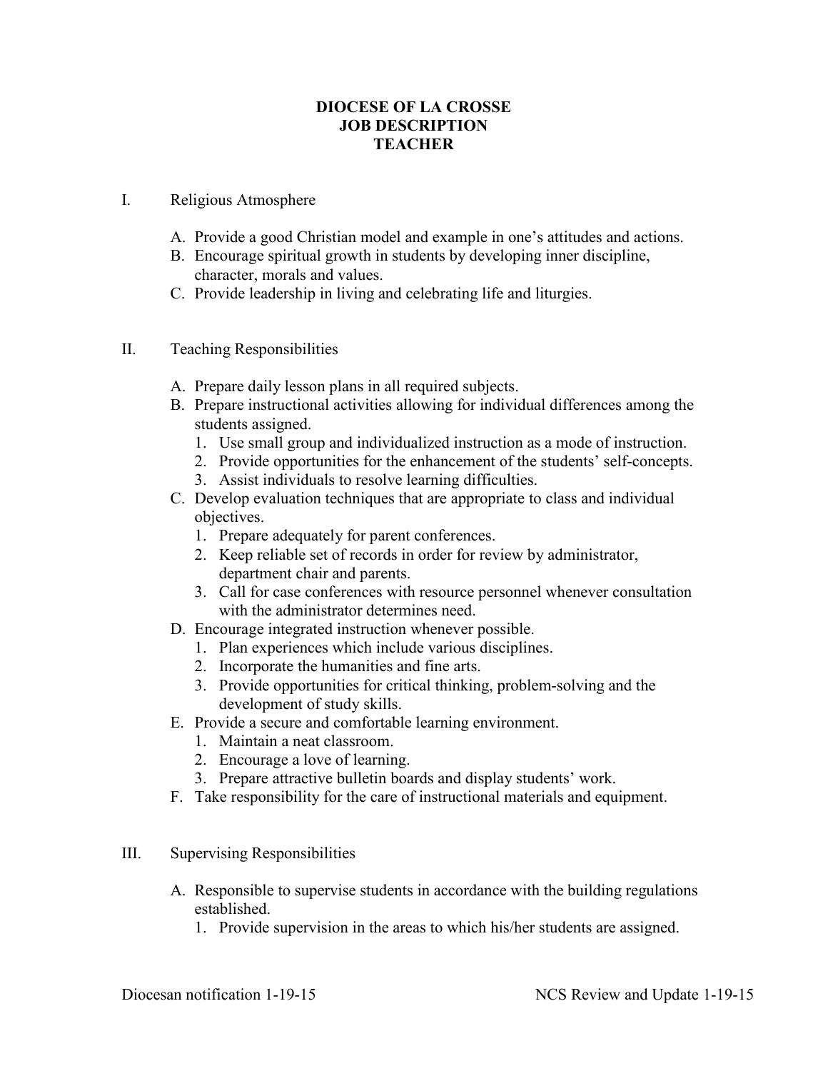# DIOCESE OF LA CROSSE
# JOB DESCRIPTION
# TEACHER

I. Religious Atmosphere

  A. Provide a good Christian model and example in one's attitudes and actions.
  B. Encourage spiritual growth in students by developing inner discipline, character, morals and values.
  C. Provide leadership in living and celebrating life and liturgies.

II. Teaching Responsibilities

  A. Prepare daily lesson plans in all required subjects.
  B. Prepare instructional activities allowing for individual differences among the students assigned.
    1. Use small group and individualized instruction as a mode of instruction.
    2. Provide opportunities for the enhancement of the students' self-concepts.
    3. Assist individuals to resolve learning difficulties.
  C. Develop evaluation techniques that are appropriate to class and individual objectives.
    1. Prepare adequately for parent conferences.
    2. Keep reliable set of records in order for review by administrator, department chair and parents.
    3. Call for case conferences with resource personnel whenever consultation with the administrator determines need.
  D. Encourage integrated instruction whenever possible.
    1. Plan experiences which include various disciplines.
    2. Incorporate the humanities and fine arts.
    3. Provide opportunities for critical thinking, problem-solving and the development of study skills.
  E. Provide a secure and comfortable learning environment.
    1. Maintain a neat classroom.
    2. Encourage a love of learning.
    3. Prepare attractive bulletin boards and display students' work.
  F. Take responsibility for the care of instructional materials and equipment.

III. Supervising Responsibilities

  A. Responsible to supervise students in accordance with the building regulations established.
    1. Provide supervision in the areas to which his/her students are assigned.

Diocesan notification 1-19-15 NCS Review and Update 1-19-15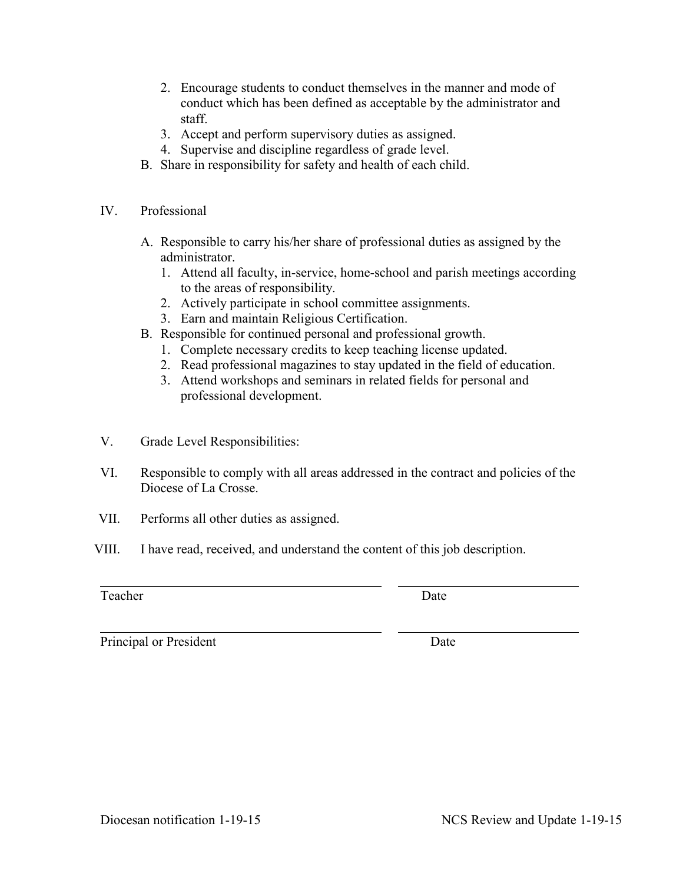2. Encourage students to conduct themselves in the manner and mode of conduct which has been defined as acceptable by the administrator and staff.
3. Accept and perform supervisory duties as assigned.
4. Supervise and discipline regardless of grade level.

B. Share in responsibility for safety and health of each child.

IV. Professional

A. Responsible to carry his/her share of professional duties as assigned by the administrator.
   1. Attend all faculty, in-service, home-school and parish meetings according to the areas of responsibility.
   2. Actively participate in school committee assignments.
   3. Earn and maintain Religious Certification.

B. Responsible for continued personal and professional growth.
   1. Complete necessary credits to keep teaching license updated.
   2. Read professional magazines to stay updated in the field of education.
   3. Attend workshops and seminars in related fields for personal and professional development.

V. Grade Level Responsibilities:

VI. Responsible to comply with all areas addressed in the contract and policies of the Diocese of La Crosse.

VII. Performs all other duties as assigned.

VIII. I have read, received, and understand the content of this job description.

\_\_\_\_\_\_\_\_\_\_\_\_\_\_\_\_\_\_\_\_\_\_\_\_\_\_\_\_\_\_\_\_\_\_\_\_ \_\_\_\_\_\_\_\_\_\_\_\_\_\_\_\_\_\_\_\_\_\_\_\_

Teacher Date

\_\_\_\_\_\_\_\_\_\_\_\_\_\_\_\_\_\_\_\_\_\_\_\_\_\_\_\_\_\_\_\_\_\_\_\_ \_\_\_\_\_\_\_\_\_\_\_\_\_\_\_\_\_\_\_\_\_\_\_\_

Principal or President Date

Diocesan notification 1-19-15 NCS Review and Update 1-19-15